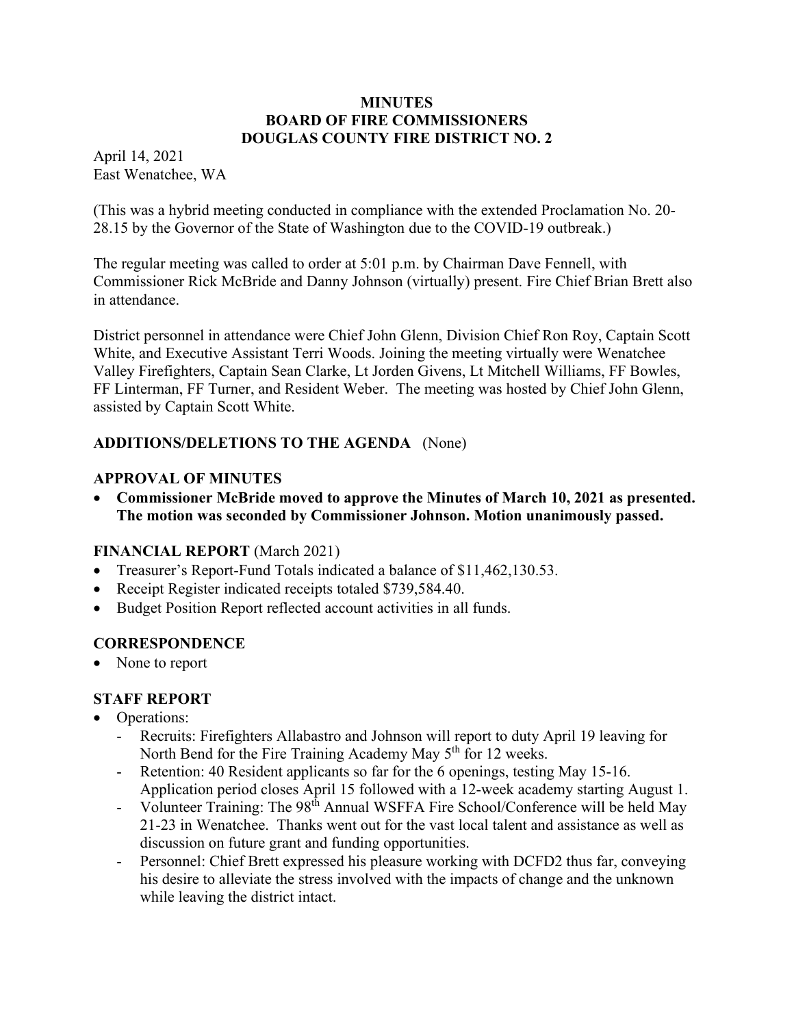# MINUTES
# BOARD OF FIRE COMMISSIONERS
# DOUGLAS COUNTY FIRE DISTRICT NO. 2

April 14, 2021
East Wenatchee, WA

(This was a hybrid meeting conducted in compliance with the extended Proclamation No. 20-28.15 by the Governor of the State of Washington due to the COVID-19 outbreak.)

The regular meeting was called to order at 5:01 p.m. by Chairman Dave Fennell, with Commissioner Rick McBride and Danny Johnson (virtually) present. Fire Chief Brian Brett also in attendance.

District personnel in attendance were Chief John Glenn, Division Chief Ron Roy, Captain Scott White, and Executive Assistant Terri Woods. Joining the meeting virtually were Wenatchee Valley Firefighters, Captain Sean Clarke, Lt Jorden Givens, Lt Mitchell Williams, FF Bowles, FF Linterman, FF Turner, and Resident Weber. The meeting was hosted by Chief John Glenn, assisted by Captain Scott White.

## ADDITIONS/DELETIONS TO THE AGENDA (None)

## APPROVAL OF MINUTES

- **Commissioner McBride moved to approve the Minutes of March 10, 2021 as presented. The motion was seconded by Commissioner Johnson. Motion unanimously passed.**

## FINANCIAL REPORT (March 2021)

- Treasurer's Report-Fund Totals indicated a balance of $11,462,130.53.
- Receipt Register indicated receipts totaled $739,584.40.
- Budget Position Report reflected account activities in all funds.

## CORRESPONDENCE

- None to report

## STAFF REPORT

- Operations:
  - Recruits: Firefighters Allabastro and Johnson will report to duty April 19 leaving for North Bend for the Fire Training Academy May 5th for 12 weeks.
  - Retention: 40 Resident applicants so far for the 6 openings, testing May 15-16. Application period closes April 15 followed with a 12-week academy starting August 1.
  - Volunteer Training: The 98th Annual WSFFA Fire School/Conference will be held May 21-23 in Wenatchee. Thanks went out for the vast local talent and assistance as well as discussion on future grant and funding opportunities.
  - Personnel: Chief Brett expressed his pleasure working with DCFD2 thus far, conveying his desire to alleviate the stress involved with the impacts of change and the unknown while leaving the district intact.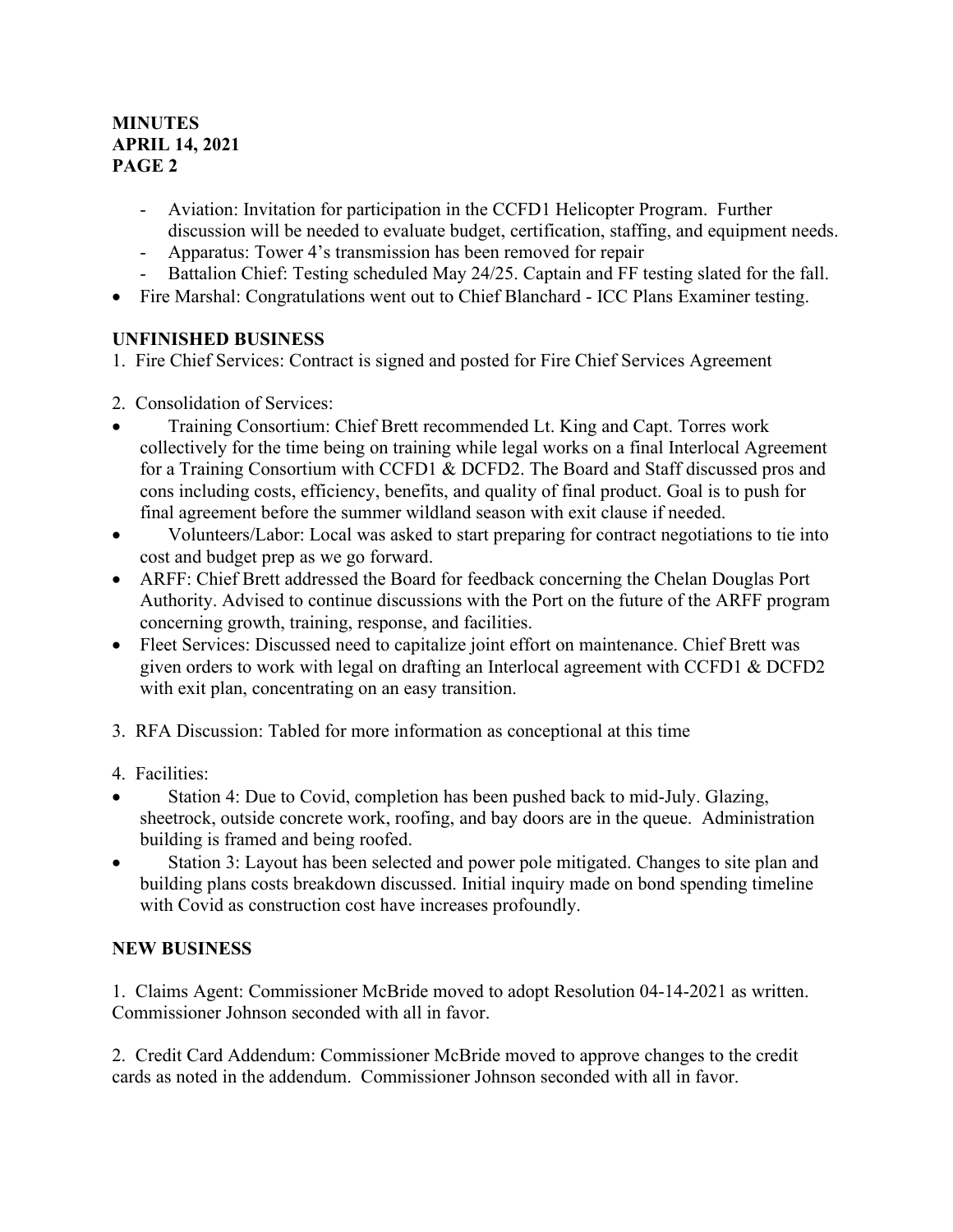**MINUTES**
**APRIL 14, 2021**
**PAGE 2**

- Aviation: Invitation for participation in the CCFD1 Helicopter Program. Further discussion will be needed to evaluate budget, certification, staffing, and equipment needs.
- Apparatus: Tower 4's transmission has been removed for repair
- Battalion Chief: Testing scheduled May 24/25. Captain and FF testing slated for the fall.

- Fire Marshal: Congratulations went out to Chief Blanchard - ICC Plans Examiner testing.

## UNFINISHED BUSINESS

1. Fire Chief Services: Contract is signed and posted for Fire Chief Services Agreement

2. Consolidation of Services:

- Training Consortium: Chief Brett recommended Lt. King and Capt. Torres work collectively for the time being on training while legal works on a final Interlocal Agreement for a Training Consortium with CCFD1 & DCFD2. The Board and Staff discussed pros and cons including costs, efficiency, benefits, and quality of final product. Goal is to push for final agreement before the summer wildland season with exit clause if needed.
- Volunteers/Labor: Local was asked to start preparing for contract negotiations to tie into cost and budget prep as we go forward.
- ARFF: Chief Brett addressed the Board for feedback concerning the Chelan Douglas Port Authority. Advised to continue discussions with the Port on the future of the ARFF program concerning growth, training, response, and facilities.
- Fleet Services: Discussed need to capitalize joint effort on maintenance. Chief Brett was given orders to work with legal on drafting an Interlocal agreement with CCFD1 & DCFD2 with exit plan, concentrating on an easy transition.

3. RFA Discussion: Tabled for more information as conceptional at this time

4. Facilities:

- Station 4: Due to Covid, completion has been pushed back to mid-July. Glazing, sheetrock, outside concrete work, roofing, and bay doors are in the queue. Administration building is framed and being roofed.
- Station 3: Layout has been selected and power pole mitigated. Changes to site plan and building plans costs breakdown discussed. Initial inquiry made on bond spending timeline with Covid as construction cost have increases profoundly.

## NEW BUSINESS

1. Claims Agent: Commissioner McBride moved to adopt Resolution 04-14-2021 as written. Commissioner Johnson seconded with all in favor.

2. Credit Card Addendum: Commissioner McBride moved to approve changes to the credit cards as noted in the addendum. Commissioner Johnson seconded with all in favor.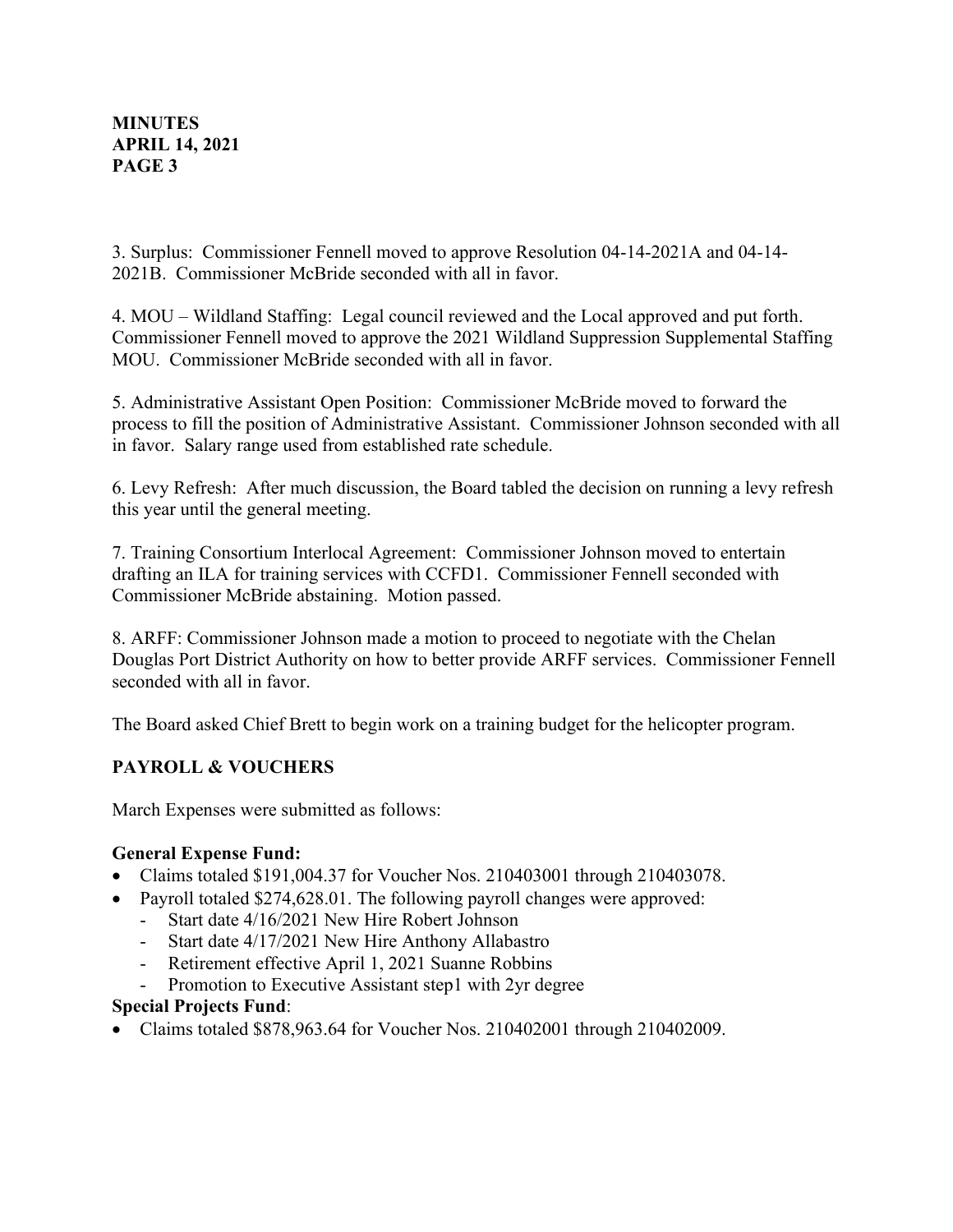3. Surplus: Commissioner Fennell moved to approve Resolution 04-14-2021A and 04-14-2021B. Commissioner McBride seconded with all in favor.

4. MOU – Wildland Staffing: Legal council reviewed and the Local approved and put forth. Commissioner Fennell moved to approve the 2021 Wildland Suppression Supplemental Staffing MOU. Commissioner McBride seconded with all in favor.

5. Administrative Assistant Open Position: Commissioner McBride moved to forward the process to fill the position of Administrative Assistant. Commissioner Johnson seconded with all in favor. Salary range used from established rate schedule.

6. Levy Refresh: After much discussion, the Board tabled the decision on running a levy refresh this year until the general meeting.

7. Training Consortium Interlocal Agreement: Commissioner Johnson moved to entertain drafting an ILA for training services with CCFD1. Commissioner Fennell seconded with Commissioner McBride abstaining. Motion passed.

8. ARFF: Commissioner Johnson made a motion to proceed to negotiate with the Chelan Douglas Port District Authority on how to better provide ARFF services. Commissioner Fennell seconded with all in favor.

The Board asked Chief Brett to begin work on a training budget for the helicopter program.

## PAYROLL & VOUCHERS

March Expenses were submitted as follows:

**General Expense Fund:**

- Claims totaled $191,004.37 for Voucher Nos. 210403001 through 210403078.
- Payroll totaled $274,628.01. The following payroll changes were approved:
  - Start date 4/16/2021 New Hire Robert Johnson
  - Start date 4/17/2021 New Hire Anthony Allabastro
  - Retirement effective April 1, 2021 Suanne Robbins
  - Promotion to Executive Assistant step1 with 2yr degree

**Special Projects Fund**:

- Claims totaled $878,963.64 for Voucher Nos. 210402001 through 210402009.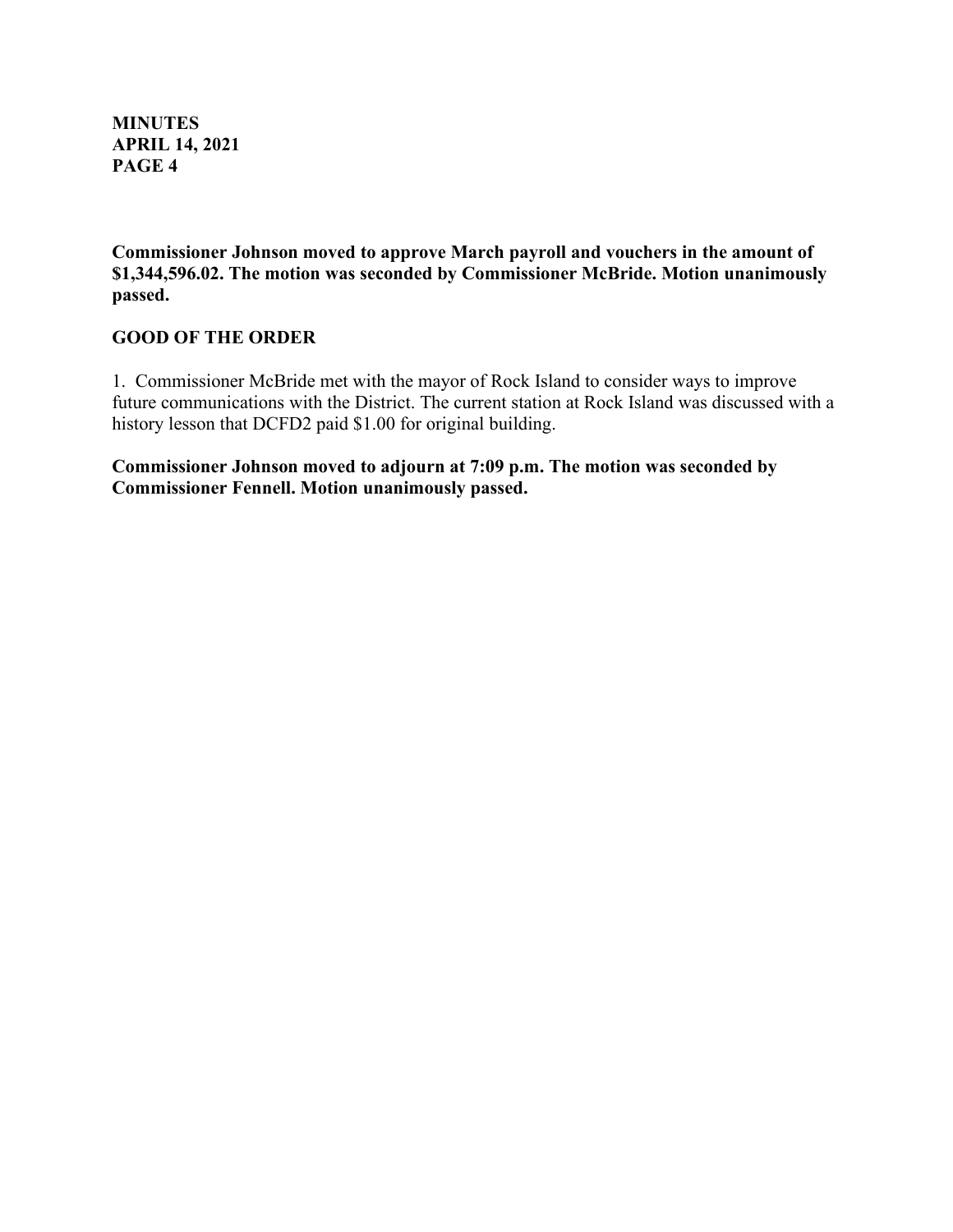**Commissioner Johnson moved to approve March payroll and vouchers in the amount of $1,344,596.02. The motion was seconded by Commissioner McBride. Motion unanimously passed.**

## GOOD OF THE ORDER

1. Commissioner McBride met with the mayor of Rock Island to consider ways to improve future communications with the District. The current station at Rock Island was discussed with a history lesson that DCFD2 paid $1.00 for original building.

**Commissioner Johnson moved to adjourn at 7:09 p.m. The motion was seconded by Commissioner Fennell. Motion unanimously passed.**